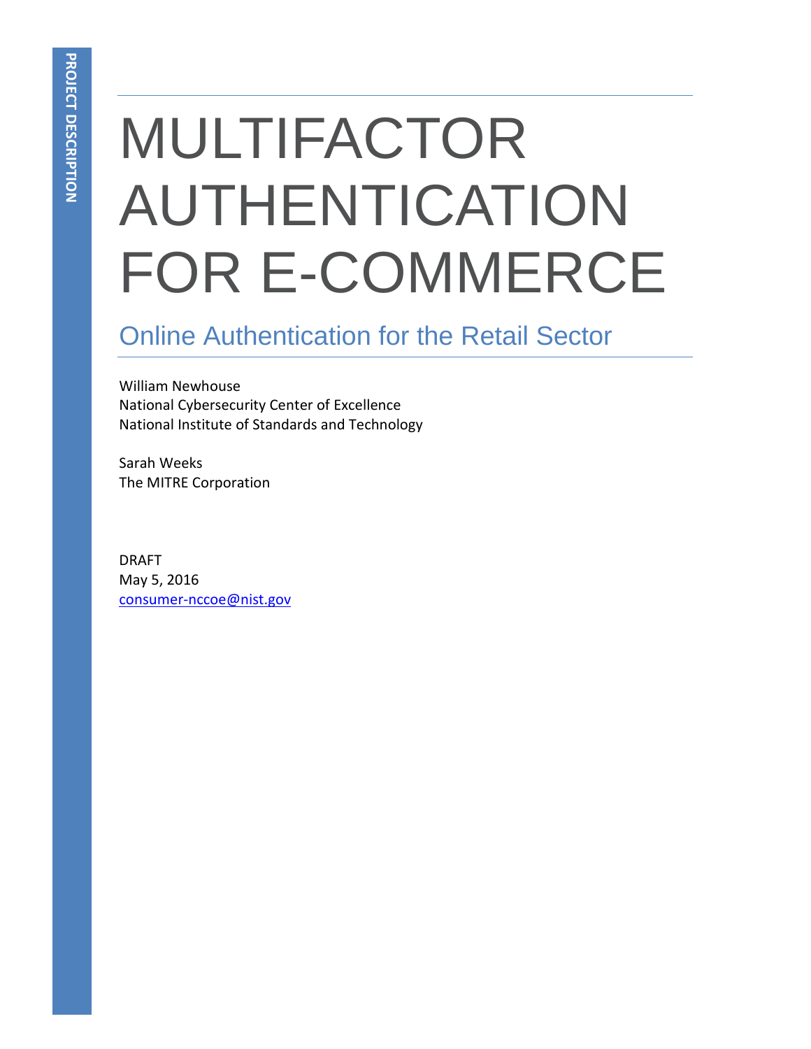PROJECT DESCRIPTION

# MULTIFACTOR AUTHENTICATION FOR E-COMMERCE

## Online Authentication for the Retail Sector

William Newhouse
National Cybersecurity Center of Excellence
National Institute of Standards and Technology

Sarah Weeks
The MITRE Corporation

DRAFT
May 5, 2016
consumer-nccoe@nist.gov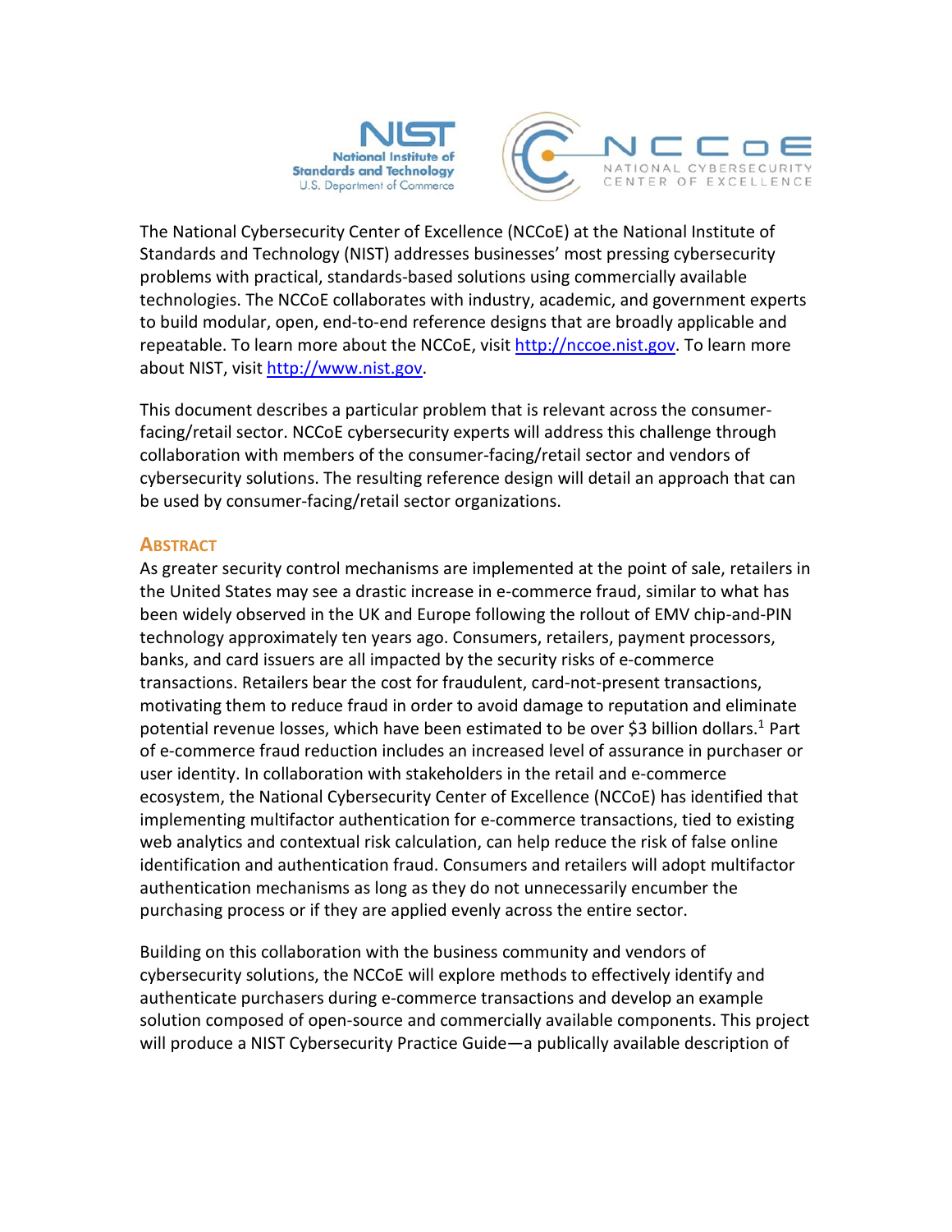The National Cybersecurity Center of Excellence (NCCoE) at the National Institute of Standards and Technology (NIST) addresses businesses' most pressing cybersecurity problems with practical, standards-based solutions using commercially available technologies. The NCCoE collaborates with industry, academic, and government experts to build modular, open, end-to-end reference designs that are broadly applicable and repeatable. To learn more about the NCCoE, visit [http://nccoe.nist.gov](http://nccoe.nist.gov). To learn more about NIST, visit [http://www.nist.gov](http://www.nist.gov).

This document describes a particular problem that is relevant across the consumer-facing/retail sector. NCCoE cybersecurity experts will address this challenge through collaboration with members of the consumer-facing/retail sector and vendors of cybersecurity solutions. The resulting reference design will detail an approach that can be used by consumer-facing/retail sector organizations.

## ABSTRACT

As greater security control mechanisms are implemented at the point of sale, retailers in the United States may see a drastic increase in e-commerce fraud, similar to what has been widely observed in the UK and Europe following the rollout of EMV chip-and-PIN technology approximately ten years ago. Consumers, retailers, payment processors, banks, and card issuers are all impacted by the security risks of e-commerce transactions. Retailers bear the cost for fraudulent, card-not-present transactions, motivating them to reduce fraud in order to avoid damage to reputation and eliminate potential revenue losses, which have been estimated to be over $3 billion dollars.[1] Part of e-commerce fraud reduction includes an increased level of assurance in purchaser or user identity. In collaboration with stakeholders in the retail and e-commerce ecosystem, the National Cybersecurity Center of Excellence (NCCoE) has identified that implementing multifactor authentication for e-commerce transactions, tied to existing web analytics and contextual risk calculation, can help reduce the risk of false online identification and authentication fraud. Consumers and retailers will adopt multifactor authentication mechanisms as long as they do not unnecessarily encumber the purchasing process or if they are applied evenly across the entire sector.

Building on this collaboration with the business community and vendors of cybersecurity solutions, the NCCoE will explore methods to effectively identify and authenticate purchasers during e-commerce transactions and develop an example solution composed of open-source and commercially available components. This project will produce a NIST Cybersecurity Practice Guide—a publically available description of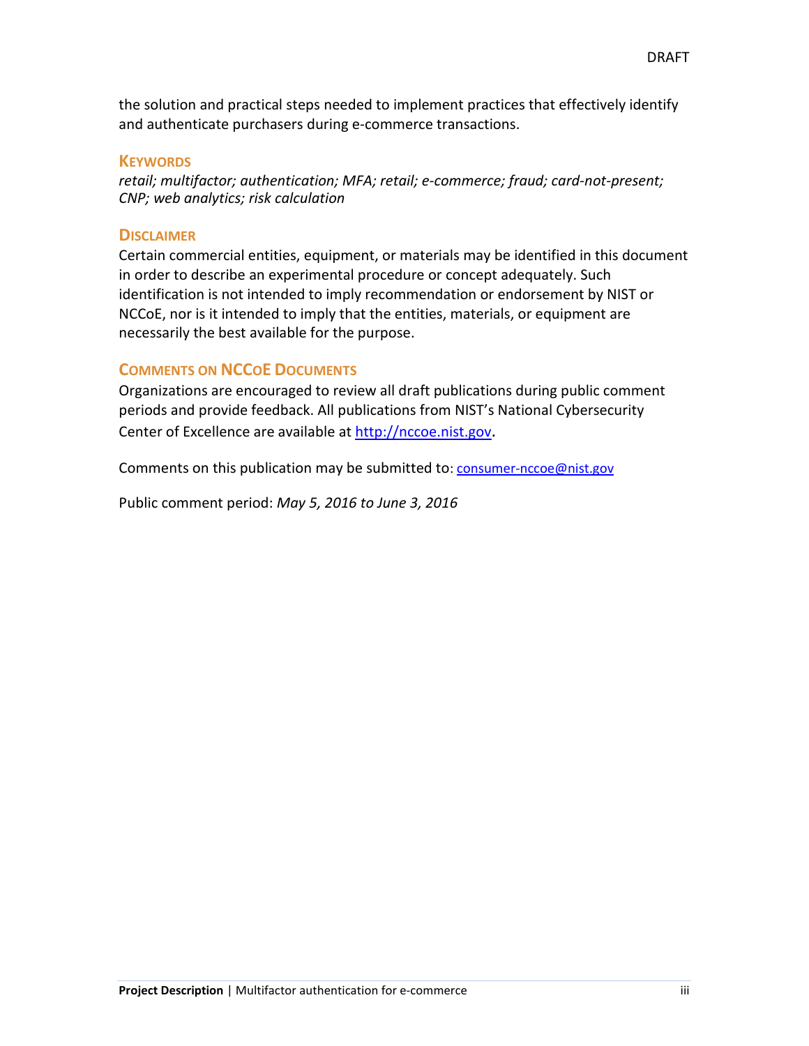the solution and practical steps needed to implement practices that effectively identify and authenticate purchasers during e-commerce transactions.

## Keywords

*retail; multifactor; authentication; MFA; retail; e-commerce; fraud; card-not-present; CNP; web analytics; risk calculation*

## Disclaimer

Certain commercial entities, equipment, or materials may be identified in this document in order to describe an experimental procedure or concept adequately. Such identification is not intended to imply recommendation or endorsement by NIST or NCCoE, nor is it intended to imply that the entities, materials, or equipment are necessarily the best available for the purpose.

## Comments on NCCoE Documents

Organizations are encouraged to review all draft publications during public comment periods and provide feedback. All publications from NIST's National Cybersecurity Center of Excellence are available at http://nccoe.nist.gov.

Comments on this publication may be submitted to: consumer-nccoe@nist.gov

Public comment period: *May 5, 2016 to June 3, 2016*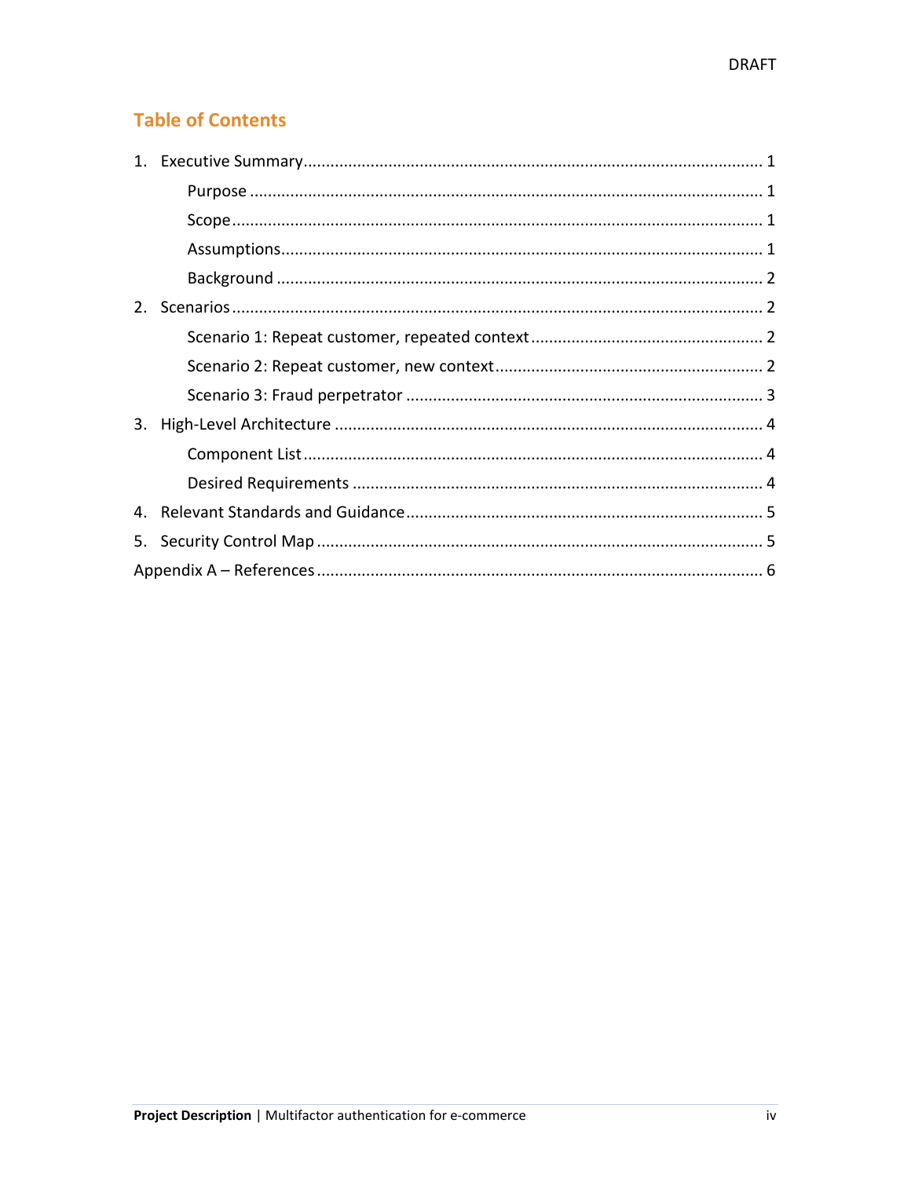## Table of Contents

1. Executive Summary ........................................ 1
    - Purpose ........................................ 1
    - Scope ........................................ 1
    - Assumptions ........................................ 1
    - Background ........................................ 2
2. Scenarios ........................................ 2
    - Scenario 1: Repeat customer, repeated context ........................................ 2
    - Scenario 2: Repeat customer, new context ........................................ 2
    - Scenario 3: Fraud perpetrator ........................................ 3
3. High-Level Architecture ........................................ 4
    - Component List ........................................ 4
    - Desired Requirements ........................................ 4
4. Relevant Standards and Guidance ........................................ 5
5. Security Control Map ........................................ 5

Appendix A – References ........................................ 6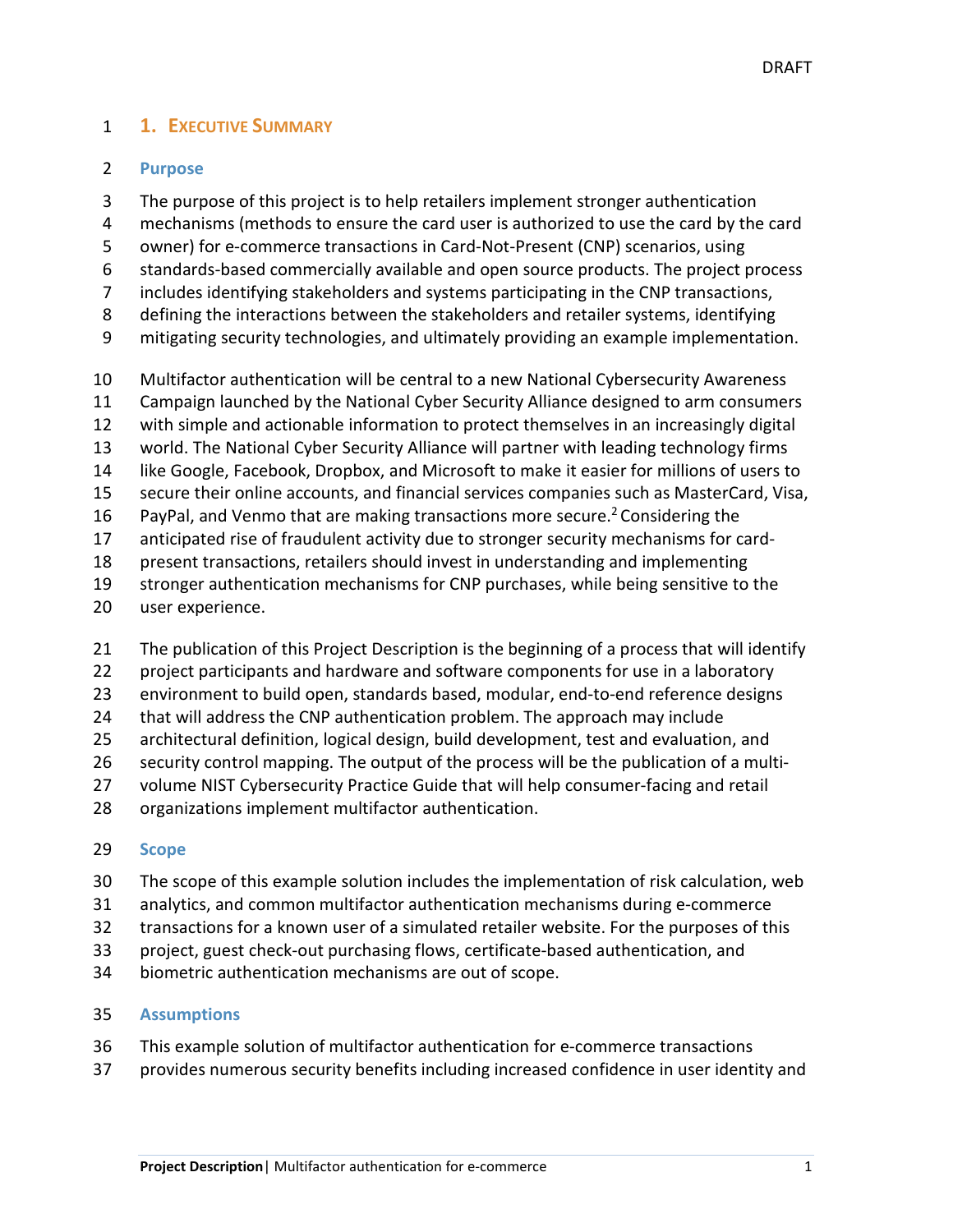# 1. Executive Summary

## Purpose

The purpose of this project is to help retailers implement stronger authentication mechanisms (methods to ensure the card user is authorized to use the card by the card owner) for e-commerce transactions in Card-Not-Present (CNP) scenarios, using standards-based commercially available and open source products. The project process includes identifying stakeholders and systems participating in the CNP transactions, defining the interactions between the stakeholders and retailer systems, identifying mitigating security technologies, and ultimately providing an example implementation.

Multifactor authentication will be central to a new National Cybersecurity Awareness Campaign launched by the National Cyber Security Alliance designed to arm consumers with simple and actionable information to protect themselves in an increasingly digital world. The National Cyber Security Alliance will partner with leading technology firms like Google, Facebook, Dropbox, and Microsoft to make it easier for millions of users to secure their online accounts, and financial services companies such as MasterCard, Visa, PayPal, and Venmo that are making transactions more secure.[2] Considering the anticipated rise of fraudulent activity due to stronger security mechanisms for card-present transactions, retailers should invest in understanding and implementing stronger authentication mechanisms for CNP purchases, while being sensitive to the user experience.

The publication of this Project Description is the beginning of a process that will identify project participants and hardware and software components for use in a laboratory environment to build open, standards based, modular, end-to-end reference designs that will address the CNP authentication problem. The approach may include architectural definition, logical design, build development, test and evaluation, and security control mapping. The output of the process will be the publication of a multi-volume NIST Cybersecurity Practice Guide that will help consumer-facing and retail organizations implement multifactor authentication.

## Scope

The scope of this example solution includes the implementation of risk calculation, web analytics, and common multifactor authentication mechanisms during e-commerce transactions for a known user of a simulated retailer website. For the purposes of this project, guest check-out purchasing flows, certificate-based authentication, and biometric authentication mechanisms are out of scope.

## Assumptions

This example solution of multifactor authentication for e-commerce transactions provides numerous security benefits including increased confidence in user identity and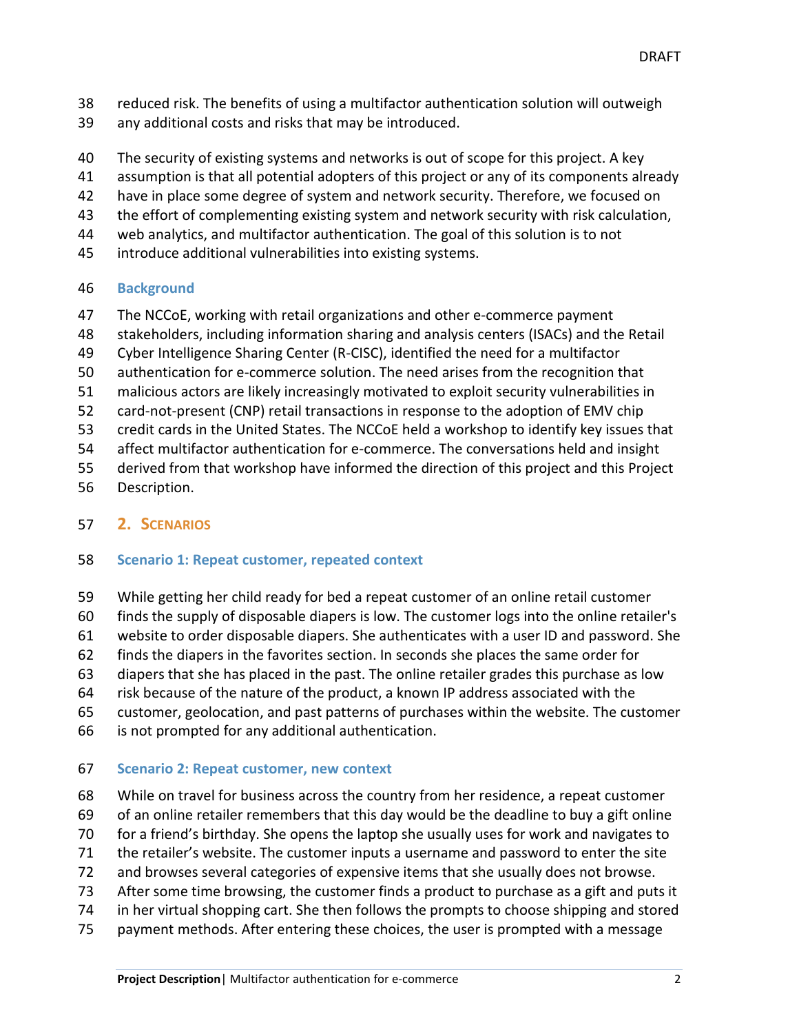reduced risk. The benefits of using a multifactor authentication solution will outweigh any additional costs and risks that may be introduced.

The security of existing systems and networks is out of scope for this project. A key assumption is that all potential adopters of this project or any of its components already have in place some degree of system and network security. Therefore, we focused on the effort of complementing existing system and network security with risk calculation, web analytics, and multifactor authentication. The goal of this solution is to not introduce additional vulnerabilities into existing systems.

### Background

The NCCoE, working with retail organizations and other e-commerce payment stakeholders, including information sharing and analysis centers (ISACs) and the Retail Cyber Intelligence Sharing Center (R-CISC), identified the need for a multifactor authentication for e-commerce solution. The need arises from the recognition that malicious actors are likely increasingly motivated to exploit security vulnerabilities in card-not-present (CNP) retail transactions in response to the adoption of EMV chip credit cards in the United States. The NCCoE held a workshop to identify key issues that affect multifactor authentication for e-commerce. The conversations held and insight derived from that workshop have informed the direction of this project and this Project Description.

## 2. Scenarios

### Scenario 1: Repeat customer, repeated context

While getting her child ready for bed a repeat customer of an online retail customer finds the supply of disposable diapers is low. The customer logs into the online retailer's website to order disposable diapers. She authenticates with a user ID and password. She finds the diapers in the favorites section. In seconds she places the same order for diapers that she has placed in the past. The online retailer grades this purchase as low risk because of the nature of the product, a known IP address associated with the customer, geolocation, and past patterns of purchases within the website. The customer is not prompted for any additional authentication.

### Scenario 2: Repeat customer, new context

While on travel for business across the country from her residence, a repeat customer of an online retailer remembers that this day would be the deadline to buy a gift online for a friend's birthday. She opens the laptop she usually uses for work and navigates to the retailer's website. The customer inputs a username and password to enter the site and browses several categories of expensive items that she usually does not browse. After some time browsing, the customer finds a product to purchase as a gift and puts it in her virtual shopping cart. She then follows the prompts to choose shipping and stored payment methods. After entering these choices, the user is prompted with a message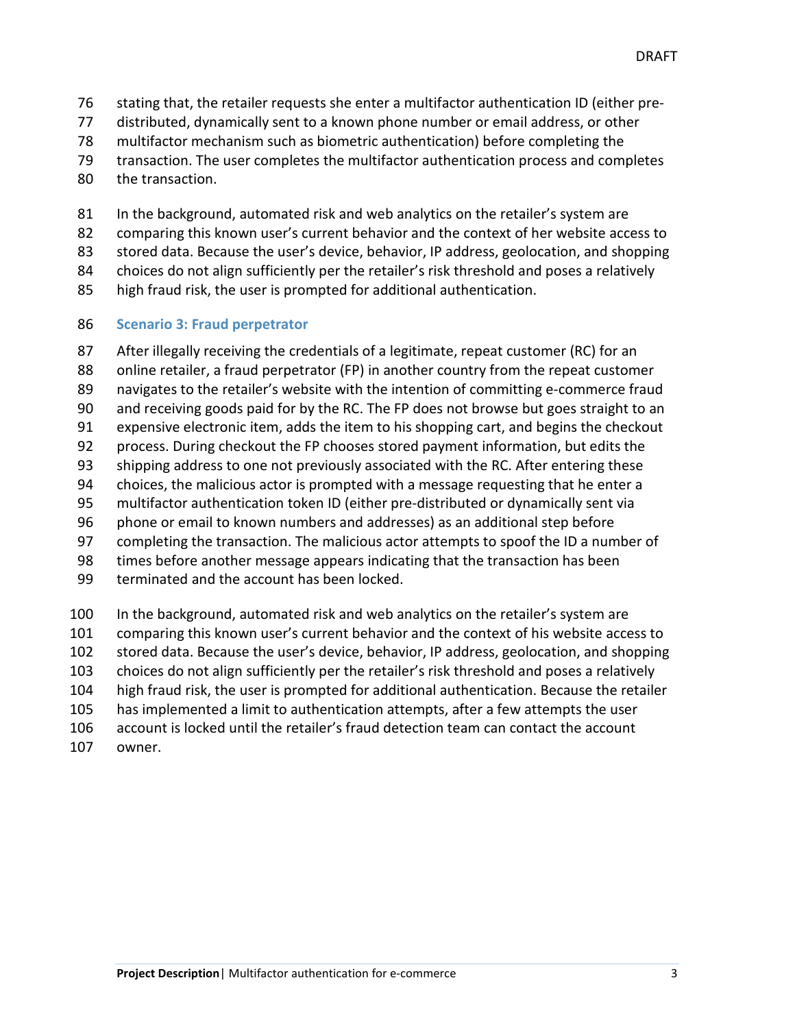stating that, the retailer requests she enter a multifactor authentication ID (either pre-distributed, dynamically sent to a known phone number or email address, or other multifactor mechanism such as biometric authentication) before completing the transaction. The user completes the multifactor authentication process and completes the transaction.

In the background, automated risk and web analytics on the retailer's system are comparing this known user's current behavior and the context of her website access to stored data. Because the user's device, behavior, IP address, geolocation, and shopping choices do not align sufficiently per the retailer's risk threshold and poses a relatively high fraud risk, the user is prompted for additional authentication.

### Scenario 3: Fraud perpetrator

After illegally receiving the credentials of a legitimate, repeat customer (RC) for an online retailer, a fraud perpetrator (FP) in another country from the repeat customer navigates to the retailer's website with the intention of committing e-commerce fraud and receiving goods paid for by the RC. The FP does not browse but goes straight to an expensive electronic item, adds the item to his shopping cart, and begins the checkout process. During checkout the FP chooses stored payment information, but edits the shipping address to one not previously associated with the RC. After entering these choices, the malicious actor is prompted with a message requesting that he enter a multifactor authentication token ID (either pre-distributed or dynamically sent via phone or email to known numbers and addresses) as an additional step before completing the transaction. The malicious actor attempts to spoof the ID a number of times before another message appears indicating that the transaction has been terminated and the account has been locked.

In the background, automated risk and web analytics on the retailer's system are comparing this known user's current behavior and the context of his website access to stored data. Because the user's device, behavior, IP address, geolocation, and shopping choices do not align sufficiently per the retailer's risk threshold and poses a relatively high fraud risk, the user is prompted for additional authentication. Because the retailer has implemented a limit to authentication attempts, after a few attempts the user account is locked until the retailer's fraud detection team can contact the account owner.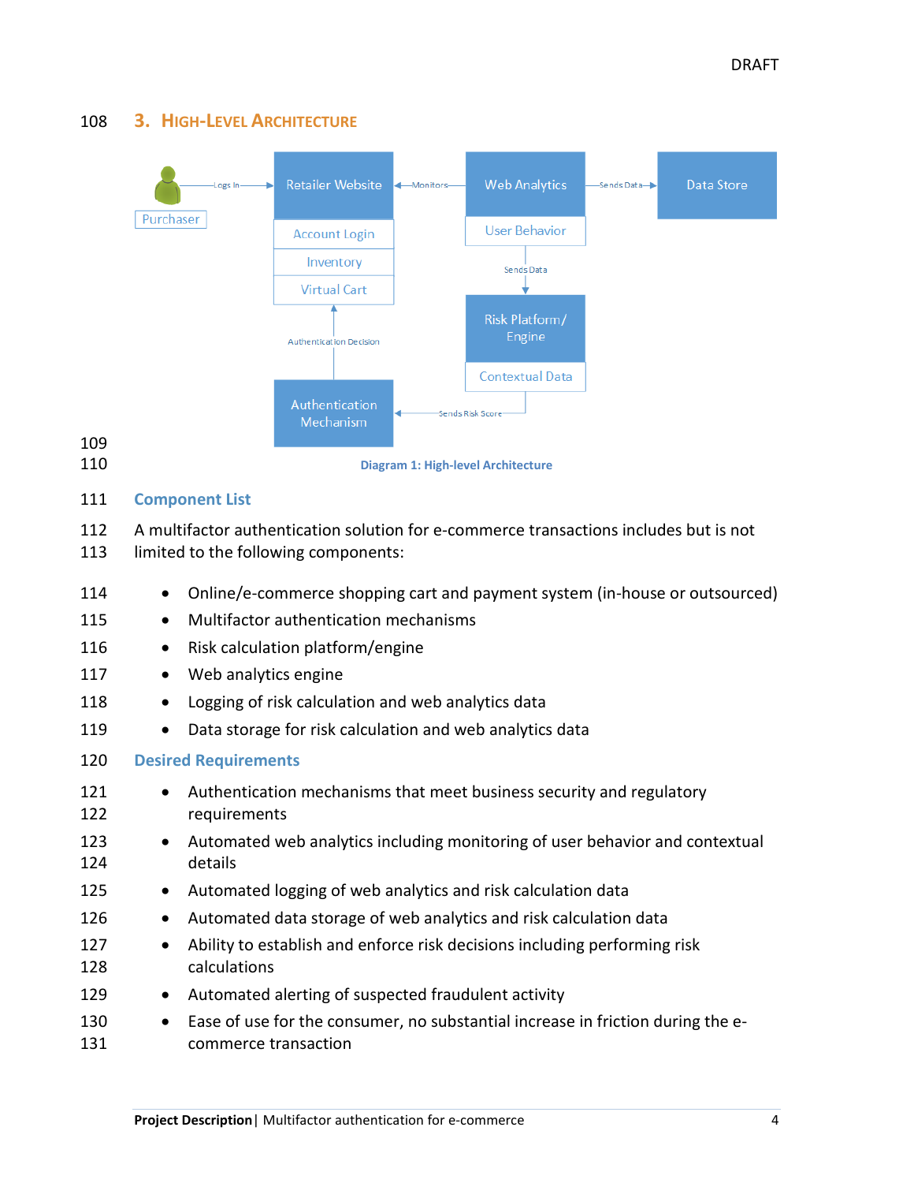## 3. High-Level Architecture

Diagram 1: High-level Architecture

### Component List

A multifactor authentication solution for e-commerce transactions includes but is not limited to the following components:

- Online/e-commerce shopping cart and payment system (in-house or outsourced)
- Multifactor authentication mechanisms
- Risk calculation platform/engine
- Web analytics engine
- Logging of risk calculation and web analytics data
- Data storage for risk calculation and web analytics data

### Desired Requirements

- Authentication mechanisms that meet business security and regulatory requirements
- Automated web analytics including monitoring of user behavior and contextual details
- Automated logging of web analytics and risk calculation data
- Automated data storage of web analytics and risk calculation data
- Ability to establish and enforce risk decisions including performing risk calculations
- Automated alerting of suspected fraudulent activity
- Ease of use for the consumer, no substantial increase in friction during the e-commerce transaction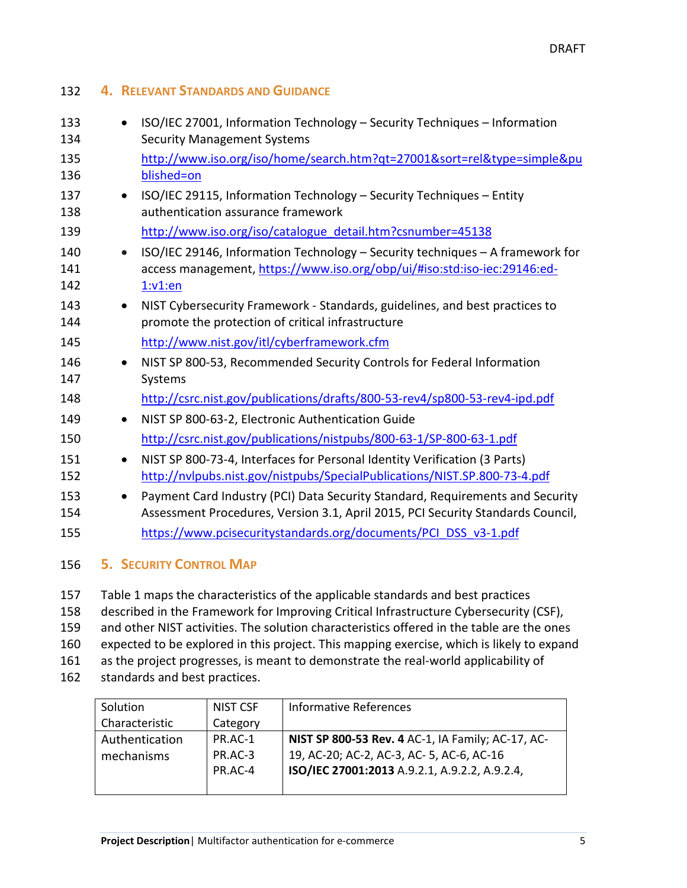## 4. Relevant Standards and Guidance

- ISO/IEC 27001, Information Technology – Security Techniques – Information Security Management Systems
  http://www.iso.org/iso/home/search.htm?qt=27001&sort=rel&type=simple&published=on
- ISO/IEC 29115, Information Technology – Security Techniques – Entity authentication assurance framework
  http://www.iso.org/iso/catalogue_detail.htm?csnumber=45138
- ISO/IEC 29146, Information Technology – Security techniques – A framework for access management, https://www.iso.org/obp/ui/#iso:std:iso-iec:29146:ed-1:v1:en
- NIST Cybersecurity Framework - Standards, guidelines, and best practices to promote the protection of critical infrastructure
  http://www.nist.gov/itl/cyberframework.cfm
- NIST SP 800-53, Recommended Security Controls for Federal Information Systems
  http://csrc.nist.gov/publications/drafts/800-53-rev4/sp800-53-rev4-ipd.pdf
- NIST SP 800-63-2, Electronic Authentication Guide
  http://csrc.nist.gov/publications/nistpubs/800-63-1/SP-800-63-1.pdf
- NIST SP 800-73-4, Interfaces for Personal Identity Verification (3 Parts)
  http://nvlpubs.nist.gov/nistpubs/SpecialPublications/NIST.SP.800-73-4.pdf
- Payment Card Industry (PCI) Data Security Standard, Requirements and Security Assessment Procedures, Version 3.1, April 2015, PCI Security Standards Council,
  https://www.pcisecuritystandards.org/documents/PCI_DSS_v3-1.pdf

## 5. Security Control Map

Table 1 maps the characteristics of the applicable standards and best practices described in the Framework for Improving Critical Infrastructure Cybersecurity (CSF), and other NIST activities. The solution characteristics offered in the table are the ones expected to be explored in this project. This mapping exercise, which is likely to expand as the project progresses, is meant to demonstrate the real-world applicability of standards and best practices.

| Solution Characteristic | NIST CSF Category | Informative References |
|---|---|---|
| Authentication mechanisms | PR.AC-1<br>PR.AC-3<br>PR.AC-4 | **NIST SP 800-53 Rev. 4** AC-1, IA Family; AC-17, AC-19, AC-20; AC-2, AC-3, AC- 5, AC-6, AC-16<br>**ISO/IEC 27001:2013** A.9.2.1, A.9.2.2, A.9.2.4, |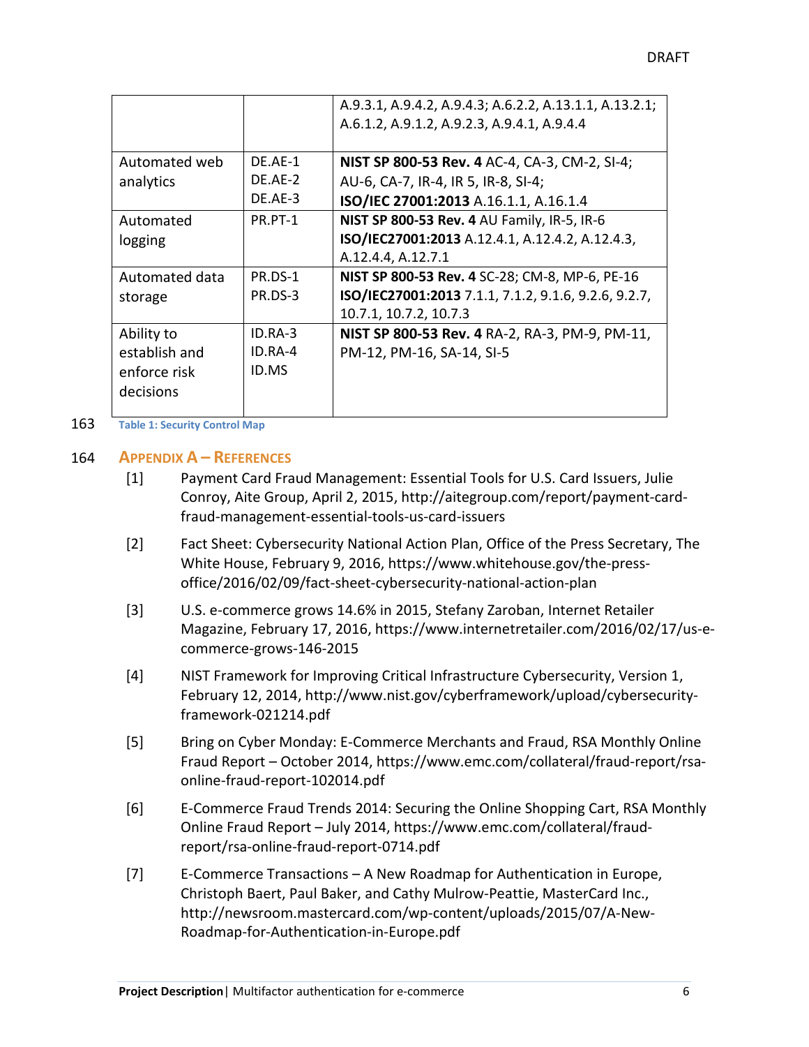| | | |
|---|---|---|
| | | A.9.3.1, A.9.4.2, A.9.4.3; A.6.2.2, A.13.1.1, A.13.2.1; A.6.1.2, A.9.1.2, A.9.2.3, A.9.4.1, A.9.4.4 |
| Automated web analytics | DE.AE-1<br>DE.AE-2<br>DE.AE-3 | **NIST SP 800-53 Rev. 4** AC-4, CA-3, CM-2, SI-4; AU-6, CA-7, IR-4, IR 5, IR-8, SI-4;<br>**ISO/IEC 27001:2013** A.16.1.1, A.16.1.4 |
| Automated logging | PR.PT-1 | **NIST SP 800-53 Rev. 4** AU Family, IR-5, IR-6<br>**ISO/IEC27001:2013** A.12.4.1, A.12.4.2, A.12.4.3, A.12.4.4, A.12.7.1 |
| Automated data storage | PR.DS-1<br>PR.DS-3 | **NIST SP 800-53 Rev. 4** SC-28; CM-8, MP-6, PE-16<br>**ISO/IEC27001:2013** 7.1.1, 7.1.2, 9.1.6, 9.2.6, 9.2.7, 10.7.1, 10.7.2, 10.7.3 |
| Ability to establish and enforce risk decisions | ID.RA-3<br>ID.RA-4<br>ID.MS | **NIST SP 800-53 Rev. 4** RA-2, RA-3, PM-9, PM-11, PM-12, PM-16, SA-14, SI-5 |

Table 1: Security Control Map

## Appendix A – References

[1] Payment Card Fraud Management: Essential Tools for U.S. Card Issuers, Julie Conroy, Aite Group, April 2, 2015, http://aitegroup.com/report/payment-card-fraud-management-essential-tools-us-card-issuers

[2] Fact Sheet: Cybersecurity National Action Plan, Office of the Press Secretary, The White House, February 9, 2016, https://www.whitehouse.gov/the-press-office/2016/02/09/fact-sheet-cybersecurity-national-action-plan

[3] U.S. e-commerce grows 14.6% in 2015, Stefany Zaroban, Internet Retailer Magazine, February 17, 2016, https://www.internetretailer.com/2016/02/17/us-e-commerce-grows-146-2015

[4] NIST Framework for Improving Critical Infrastructure Cybersecurity, Version 1, February 12, 2014, http://www.nist.gov/cyberframework/upload/cybersecurity-framework-021214.pdf

[5] Bring on Cyber Monday: E-Commerce Merchants and Fraud, RSA Monthly Online Fraud Report – October 2014, https://www.emc.com/collateral/fraud-report/rsa-online-fraud-report-102014.pdf

[6] E-Commerce Fraud Trends 2014: Securing the Online Shopping Cart, RSA Monthly Online Fraud Report – July 2014, https://www.emc.com/collateral/fraud-report/rsa-online-fraud-report-0714.pdf

[7] E-Commerce Transactions – A New Roadmap for Authentication in Europe, Christoph Baert, Paul Baker, and Cathy Mulrow-Peattie, MasterCard Inc., http://newsroom.mastercard.com/wp-content/uploads/2015/07/A-New-Roadmap-for-Authentication-in-Europe.pdf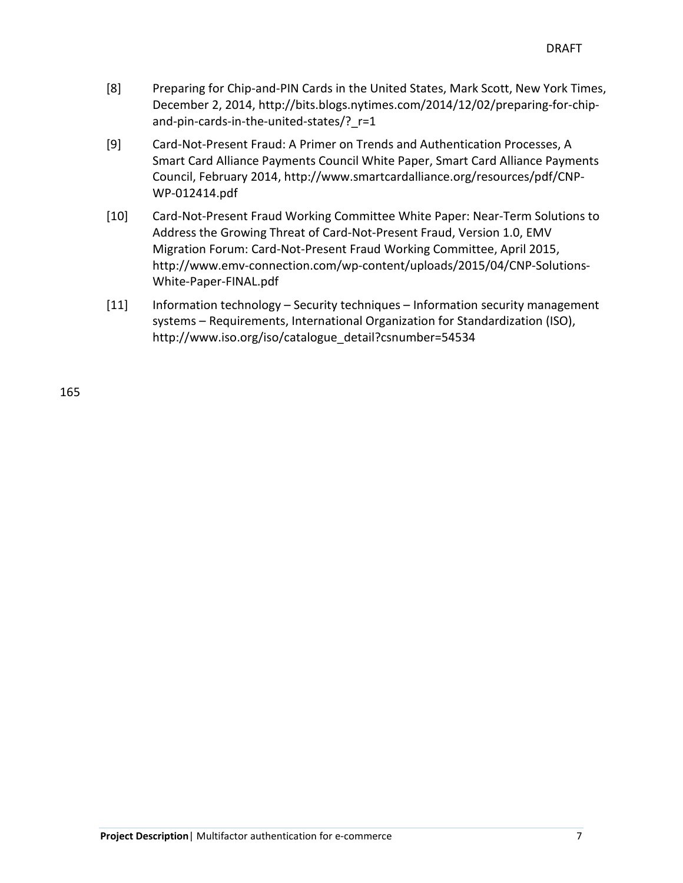[8] Preparing for Chip-and-PIN Cards in the United States, Mark Scott, New York Times, December 2, 2014, http://bits.blogs.nytimes.com/2014/12/02/preparing-for-chip-and-pin-cards-in-the-united-states/?_r=1

[9] Card-Not-Present Fraud: A Primer on Trends and Authentication Processes, A Smart Card Alliance Payments Council White Paper, Smart Card Alliance Payments Council, February 2014, http://www.smartcardalliance.org/resources/pdf/CNP-WP-012414.pdf

[10] Card-Not-Present Fraud Working Committee White Paper: Near-Term Solutions to Address the Growing Threat of Card-Not-Present Fraud, Version 1.0, EMV Migration Forum: Card-Not-Present Fraud Working Committee, April 2015, http://www.emv-connection.com/wp-content/uploads/2015/04/CNP-Solutions-White-Paper-FINAL.pdf

[11] Information technology – Security techniques – Information security management systems – Requirements, International Organization for Standardization (ISO), http://www.iso.org/iso/catalogue_detail?csnumber=54534

165